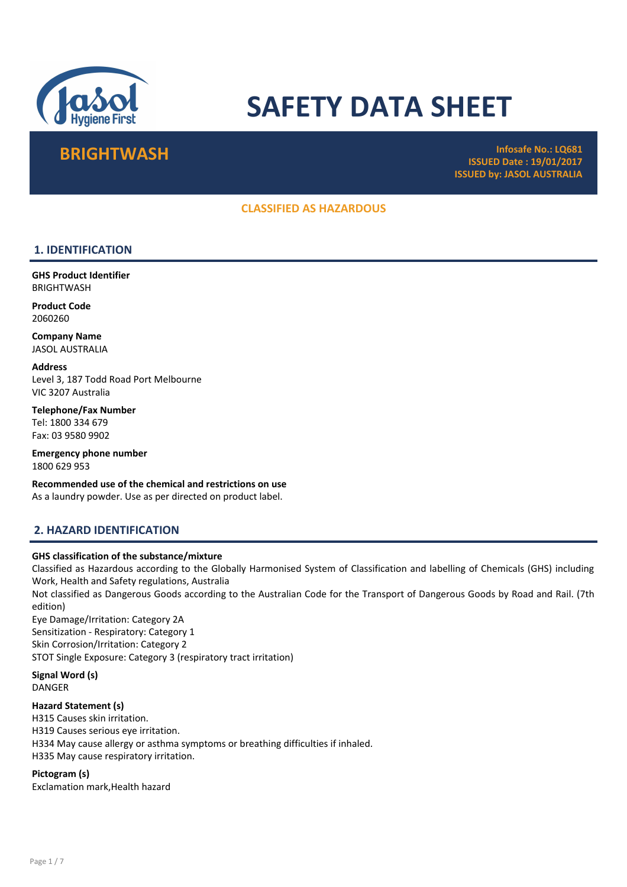# SAFETY DATA SHEET

**BRIGHTWASH**

**Infosafe No.: LQ681**
**ISSUED Date : 19/01/2017**
**ISSUED by: JASOL AUSTRALIA**

**CLASSIFIED AS HAZARDOUS**

## 1. IDENTIFICATION

**GHS Product Identifier**
BRIGHTWASH

**Product Code**
2060260

**Company Name**
JASOL AUSTRALIA

**Address**
Level 3, 187 Todd Road Port Melbourne
VIC 3207 Australia

**Telephone/Fax Number**
Tel: 1800 334 679
Fax: 03 9580 9902

**Emergency phone number**
1800 629 953

**Recommended use of the chemical and restrictions on use**
As a laundry powder. Use as per directed on product label.

## 2. HAZARD IDENTIFICATION

**GHS classification of the substance/mixture**
Classified as Hazardous according to the Globally Harmonised System of Classification and labelling of Chemicals (GHS) including Work, Health and Safety regulations, Australia
Not classified as Dangerous Goods according to the Australian Code for the Transport of Dangerous Goods by Road and Rail. (7th edition)
Eye Damage/Irritation: Category 2A
Sensitization - Respiratory: Category 1
Skin Corrosion/Irritation: Category 2
STOT Single Exposure: Category 3 (respiratory tract irritation)

**Signal Word (s)**
DANGER

**Hazard Statement (s)**
H315 Causes skin irritation.
H319 Causes serious eye irritation.
H334 May cause allergy or asthma symptoms or breathing difficulties if inhaled.
H335 May cause respiratory irritation.

**Pictogram (s)**
Exclamation mark,Health hazard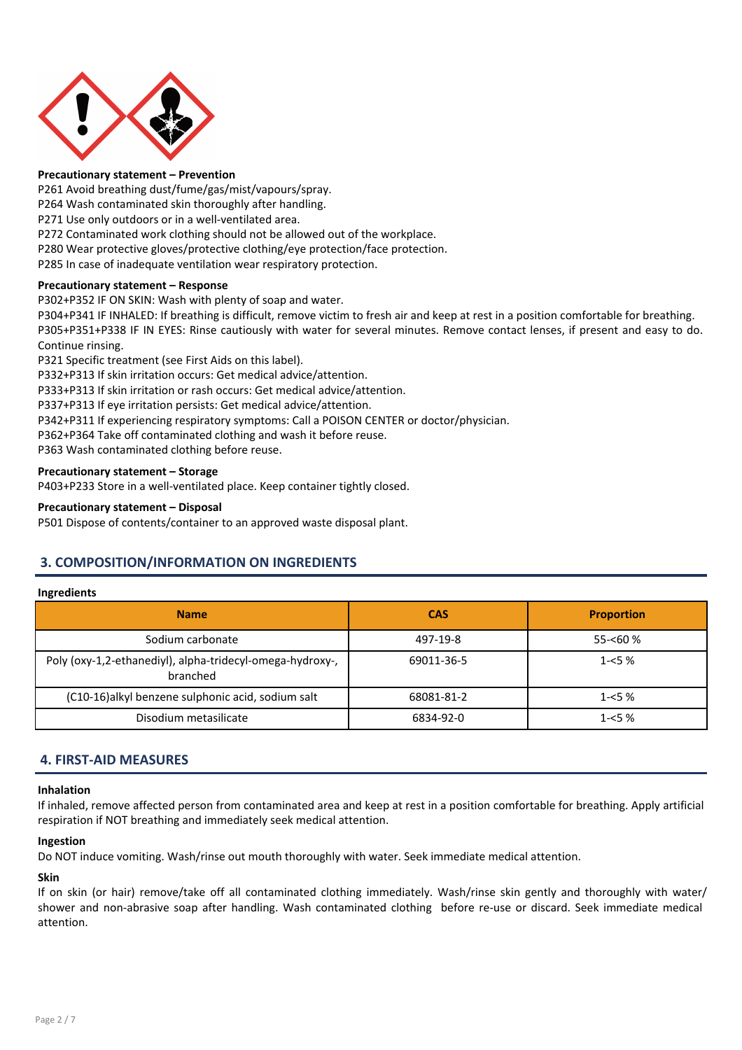**Precautionary statement – Prevention**

P261 Avoid breathing dust/fume/gas/mist/vapours/spray.
P264 Wash contaminated skin thoroughly after handling.
P271 Use only outdoors or in a well-ventilated area.
P272 Contaminated work clothing should not be allowed out of the workplace.
P280 Wear protective gloves/protective clothing/eye protection/face protection.
P285 In case of inadequate ventilation wear respiratory protection.

**Precautionary statement – Response**

P302+P352 IF ON SKIN: Wash with plenty of soap and water.
P304+P341 IF INHALED: If breathing is difficult, remove victim to fresh air and keep at rest in a position comfortable for breathing.
P305+P351+P338 IF IN EYES: Rinse cautiously with water for several minutes. Remove contact lenses, if present and easy to do. Continue rinsing.
P321 Specific treatment (see First Aids on this label).
P332+P313 If skin irritation occurs: Get medical advice/attention.
P333+P313 If skin irritation or rash occurs: Get medical advice/attention.
P337+P313 If eye irritation persists: Get medical advice/attention.
P342+P311 If experiencing respiratory symptoms: Call a POISON CENTER or doctor/physician.
P362+P364 Take off contaminated clothing and wash it before reuse.
P363 Wash contaminated clothing before reuse.

**Precautionary statement – Storage**

P403+P233 Store in a well-ventilated place. Keep container tightly closed.

**Precautionary statement – Disposal**

P501 Dispose of contents/container to an approved waste disposal plant.

## 3. COMPOSITION/INFORMATION ON INGREDIENTS

**Ingredients**

| Name | CAS | Proportion |
|---|---|---|
| Sodium carbonate | 497-19-8 | 55-<60 % |
| Poly (oxy-1,2-ethanediyl), alpha-tridecyl-omega-hydroxy-, branched | 69011-36-5 | 1-<5 % |
| (C10-16)alkyl benzene sulphonic acid, sodium salt | 68081-81-2 | 1-<5 % |
| Disodium metasilicate | 6834-92-0 | 1-<5 % |

## 4. FIRST-AID MEASURES

**Inhalation**

If inhaled, remove affected person from contaminated area and keep at rest in a position comfortable for breathing. Apply artificial respiration if NOT breathing and immediately seek medical attention.

**Ingestion**

Do NOT induce vomiting. Wash/rinse out mouth thoroughly with water. Seek immediate medical attention.

**Skin**

If on skin (or hair) remove/take off all contaminated clothing immediately. Wash/rinse skin gently and thoroughly with water/ shower and non-abrasive soap after handling. Wash contaminated clothing before re-use or discard. Seek immediate medical attention.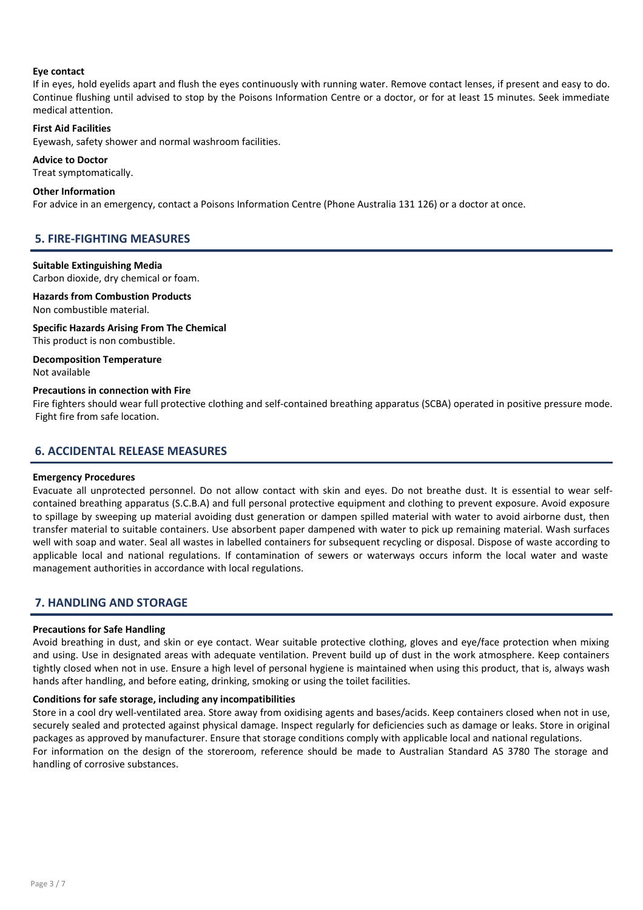**Eye contact**

If in eyes, hold eyelids apart and flush the eyes continuously with running water. Remove contact lenses, if present and easy to do. Continue flushing until advised to stop by the Poisons Information Centre or a doctor, or for at least 15 minutes. Seek immediate medical attention.

**First Aid Facilities**

Eyewash, safety shower and normal washroom facilities.

**Advice to Doctor**

Treat symptomatically.

**Other Information**

For advice in an emergency, contact a Poisons Information Centre (Phone Australia 131 126) or a doctor at once.

## 5. FIRE-FIGHTING MEASURES

**Suitable Extinguishing Media**

Carbon dioxide, dry chemical or foam.

**Hazards from Combustion Products**

Non combustible material.

**Specific Hazards Arising From The Chemical**

This product is non combustible.

**Decomposition Temperature**

Not available

**Precautions in connection with Fire**

Fire fighters should wear full protective clothing and self-contained breathing apparatus (SCBA) operated in positive pressure mode. Fight fire from safe location.

## 6. ACCIDENTAL RELEASE MEASURES

**Emergency Procedures**

Evacuate all unprotected personnel. Do not allow contact with skin and eyes. Do not breathe dust. It is essential to wear self-contained breathing apparatus (S.C.B.A) and full personal protective equipment and clothing to prevent exposure. Avoid exposure to spillage by sweeping up material avoiding dust generation or dampen spilled material with water to avoid airborne dust, then transfer material to suitable containers. Use absorbent paper dampened with water to pick up remaining material. Wash surfaces well with soap and water. Seal all wastes in labelled containers for subsequent recycling or disposal. Dispose of waste according to applicable local and national regulations. If contamination of sewers or waterways occurs inform the local water and waste management authorities in accordance with local regulations.

## 7. HANDLING AND STORAGE

**Precautions for Safe Handling**

Avoid breathing in dust, and skin or eye contact. Wear suitable protective clothing, gloves and eye/face protection when mixing and using. Use in designated areas with adequate ventilation. Prevent build up of dust in the work atmosphere. Keep containers tightly closed when not in use. Ensure a high level of personal hygiene is maintained when using this product, that is, always wash hands after handling, and before eating, drinking, smoking or using the toilet facilities.

**Conditions for safe storage, including any incompatibilities**

Store in a cool dry well-ventilated area. Store away from oxidising agents and bases/acids. Keep containers closed when not in use, securely sealed and protected against physical damage. Inspect regularly for deficiencies such as damage or leaks. Store in original packages as approved by manufacturer. Ensure that storage conditions comply with applicable local and national regulations.

For information on the design of the storeroom, reference should be made to Australian Standard AS 3780 The storage and handling of corrosive substances.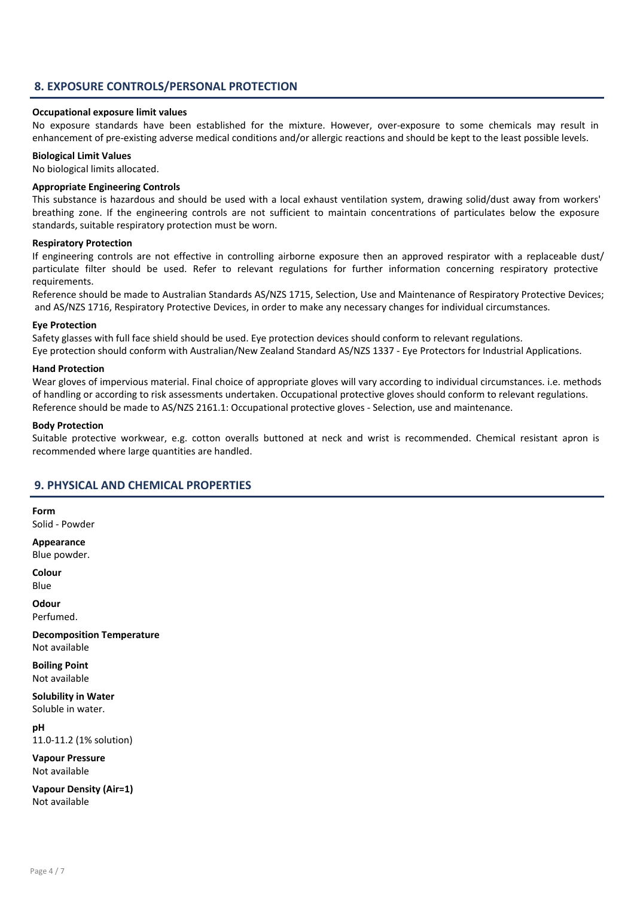## 8. EXPOSURE CONTROLS/PERSONAL PROTECTION

**Occupational exposure limit values**

No exposure standards have been established for the mixture. However, over-exposure to some chemicals may result in enhancement of pre-existing adverse medical conditions and/or allergic reactions and should be kept to the least possible levels.

**Biological Limit Values**

No biological limits allocated.

**Appropriate Engineering Controls**

This substance is hazardous and should be used with a local exhaust ventilation system, drawing solid/dust away from workers' breathing zone. If the engineering controls are not sufficient to maintain concentrations of particulates below the exposure standards, suitable respiratory protection must be worn.

**Respiratory Protection**

If engineering controls are not effective in controlling airborne exposure then an approved respirator with a replaceable dust/ particulate filter should be used. Refer to relevant regulations for further information concerning respiratory protective requirements.

Reference should be made to Australian Standards AS/NZS 1715, Selection, Use and Maintenance of Respiratory Protective Devices; and AS/NZS 1716, Respiratory Protective Devices, in order to make any necessary changes for individual circumstances.

**Eye Protection**

Safety glasses with full face shield should be used. Eye protection devices should conform to relevant regulations.
Eye protection should conform with Australian/New Zealand Standard AS/NZS 1337 - Eye Protectors for Industrial Applications.

**Hand Protection**

Wear gloves of impervious material. Final choice of appropriate gloves will vary according to individual circumstances. i.e. methods of handling or according to risk assessments undertaken. Occupational protective gloves should conform to relevant regulations.
Reference should be made to AS/NZS 2161.1: Occupational protective gloves - Selection, use and maintenance.

**Body Protection**

Suitable protective workwear, e.g. cotton overalls buttoned at neck and wrist is recommended. Chemical resistant apron is recommended where large quantities are handled.

## 9. PHYSICAL AND CHEMICAL PROPERTIES

**Form**
Solid - Powder

**Appearance**
Blue powder.

**Colour**
Blue

**Odour**
Perfumed.

**Decomposition Temperature**
Not available

**Boiling Point**
Not available

**Solubility in Water**
Soluble in water.

**pH**
11.0-11.2 (1% solution)

**Vapour Pressure**
Not available

**Vapour Density (Air=1)**
Not available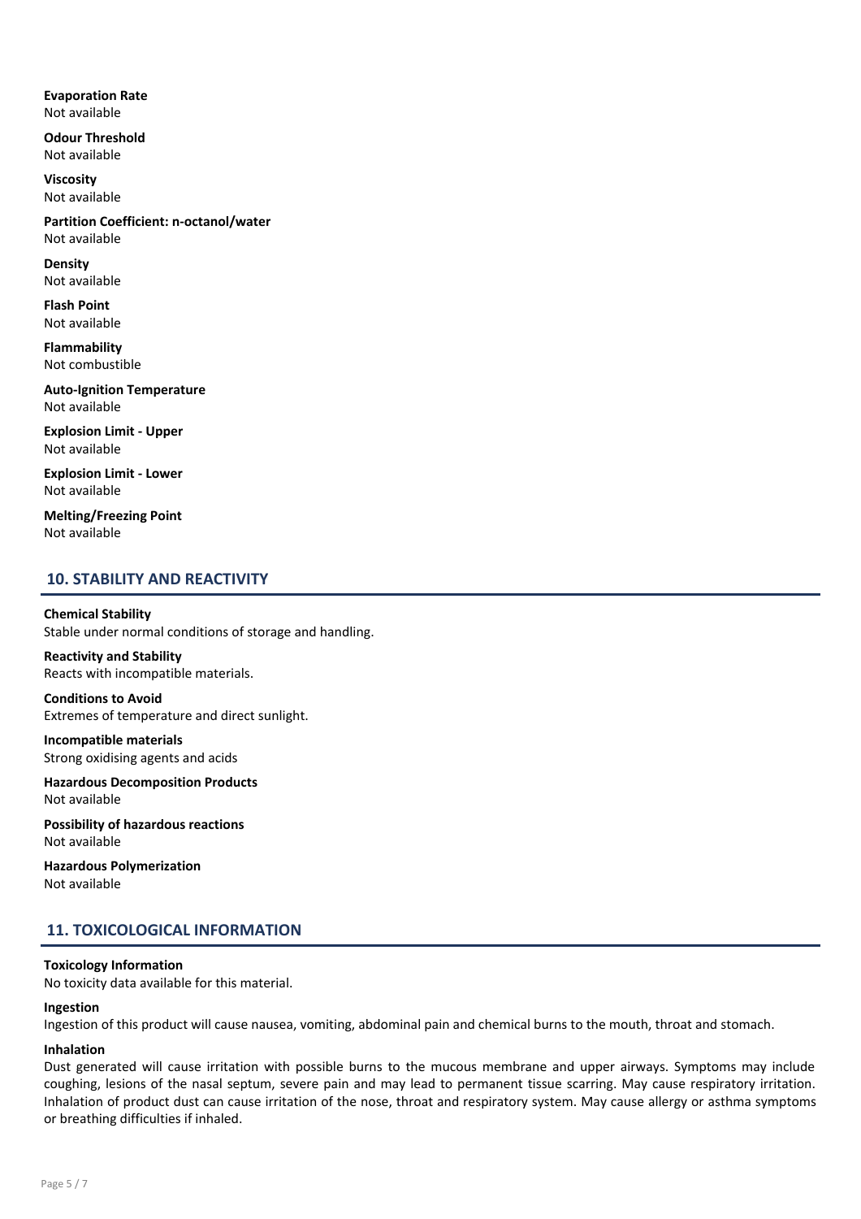**Evaporation Rate**
Not available

**Odour Threshold**
Not available

**Viscosity**
Not available

**Partition Coefficient: n-octanol/water**
Not available

**Density**
Not available

**Flash Point**
Not available

**Flammability**
Not combustible

**Auto-Ignition Temperature**
Not available

**Explosion Limit - Upper**
Not available

**Explosion Limit - Lower**
Not available

**Melting/Freezing Point**
Not available

## 10. STABILITY AND REACTIVITY

**Chemical Stability**
Stable under normal conditions of storage and handling.

**Reactivity and Stability**
Reacts with incompatible materials.

**Conditions to Avoid**
Extremes of temperature and direct sunlight.

**Incompatible materials**
Strong oxidising agents and acids

**Hazardous Decomposition Products**
Not available

**Possibility of hazardous reactions**
Not available

**Hazardous Polymerization**
Not available

## 11. TOXICOLOGICAL INFORMATION

**Toxicology Information**
No toxicity data available for this material.

**Ingestion**
Ingestion of this product will cause nausea, vomiting, abdominal pain and chemical burns to the mouth, throat and stomach.

**Inhalation**
Dust generated will cause irritation with possible burns to the mucous membrane and upper airways. Symptoms may include coughing, lesions of the nasal septum, severe pain and may lead to permanent tissue scarring. May cause respiratory irritation. Inhalation of product dust can cause irritation of the nose, throat and respiratory system. May cause allergy or asthma symptoms or breathing difficulties if inhaled.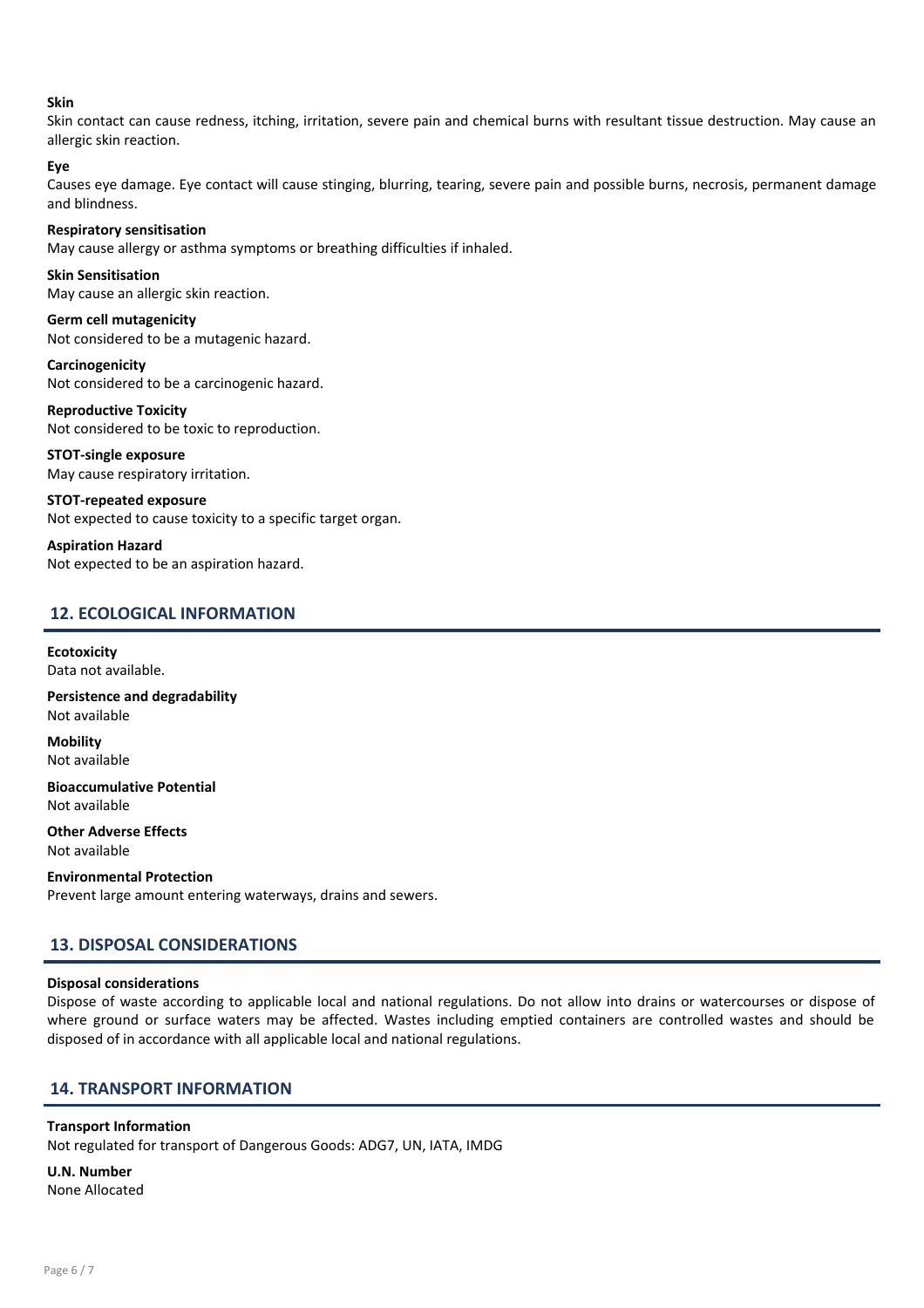**Skin**

Skin contact can cause redness, itching, irritation, severe pain and chemical burns with resultant tissue destruction. May cause an allergic skin reaction.

**Eye**

Causes eye damage. Eye contact will cause stinging, blurring, tearing, severe pain and possible burns, necrosis, permanent damage and blindness.

**Respiratory sensitisation**

May cause allergy or asthma symptoms or breathing difficulties if inhaled.

**Skin Sensitisation**

May cause an allergic skin reaction.

**Germ cell mutagenicity**

Not considered to be a mutagenic hazard.

**Carcinogenicity**

Not considered to be a carcinogenic hazard.

**Reproductive Toxicity**

Not considered to be toxic to reproduction.

**STOT-single exposure**

May cause respiratory irritation.

**STOT-repeated exposure**

Not expected to cause toxicity to a specific target organ.

**Aspiration Hazard**

Not expected to be an aspiration hazard.

## 12. ECOLOGICAL INFORMATION

**Ecotoxicity**

Data not available.

**Persistence and degradability**

Not available

**Mobility**

Not available

**Bioaccumulative Potential**

Not available

**Other Adverse Effects**

Not available

**Environmental Protection**

Prevent large amount entering waterways, drains and sewers.

## 13. DISPOSAL CONSIDERATIONS

**Disposal considerations**

Dispose of waste according to applicable local and national regulations. Do not allow into drains or watercourses or dispose of where ground or surface waters may be affected. Wastes including emptied containers are controlled wastes and should be disposed of in accordance with all applicable local and national regulations.

## 14. TRANSPORT INFORMATION

**Transport Information**

Not regulated for transport of Dangerous Goods: ADG7, UN, IATA, IMDG

**U.N. Number**

None Allocated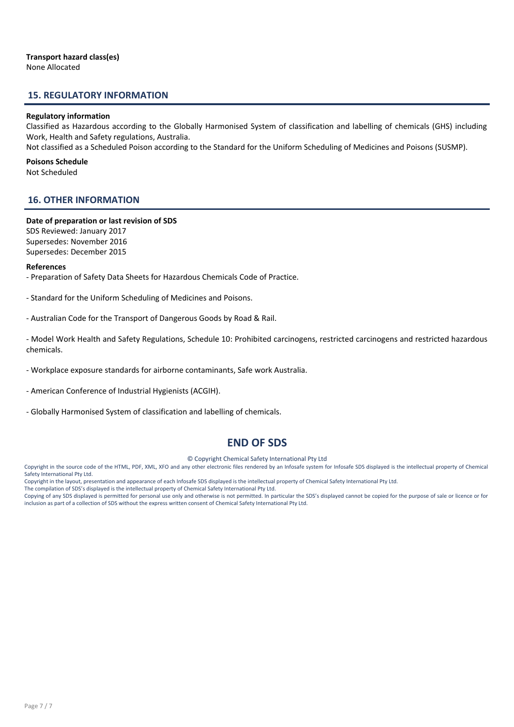**Transport hazard class(es)**
None Allocated

## 15. REGULATORY INFORMATION

**Regulatory information**
Classified as Hazardous according to the Globally Harmonised System of classification and labelling of chemicals (GHS) including Work, Health and Safety regulations, Australia.
Not classified as a Scheduled Poison according to the Standard for the Uniform Scheduling of Medicines and Poisons (SUSMP).

**Poisons Schedule**
Not Scheduled

## 16. OTHER INFORMATION

**Date of preparation or last revision of SDS**
SDS Reviewed: January 2017
Supersedes: November 2016
Supersedes: December 2015

**References**
- Preparation of Safety Data Sheets for Hazardous Chemicals Code of Practice.

- Standard for the Uniform Scheduling of Medicines and Poisons.

- Australian Code for the Transport of Dangerous Goods by Road & Rail.

- Model Work Health and Safety Regulations, Schedule 10: Prohibited carcinogens, restricted carcinogens and restricted hazardous chemicals.

- Workplace exposure standards for airborne contaminants, Safe work Australia.

- American Conference of Industrial Hygienists (ACGIH).

- Globally Harmonised System of classification and labelling of chemicals.

## END OF SDS

© Copyright Chemical Safety International Pty Ltd

Copyright in the source code of the HTML, PDF, XML, XFO and any other electronic files rendered by an Infosafe system for Infosafe SDS displayed is the intellectual property of Chemical Safety International Pty Ltd.

Copyright in the layout, presentation and appearance of each Infosafe SDS displayed is the intellectual property of Chemical Safety International Pty Ltd.

The compilation of SDS's displayed is the intellectual property of Chemical Safety International Pty Ltd.

Copying of any SDS displayed is permitted for personal use only and otherwise is not permitted. In particular the SDS's displayed cannot be copied for the purpose of sale or licence or for inclusion as part of a collection of SDS without the express written consent of Chemical Safety International Pty Ltd.